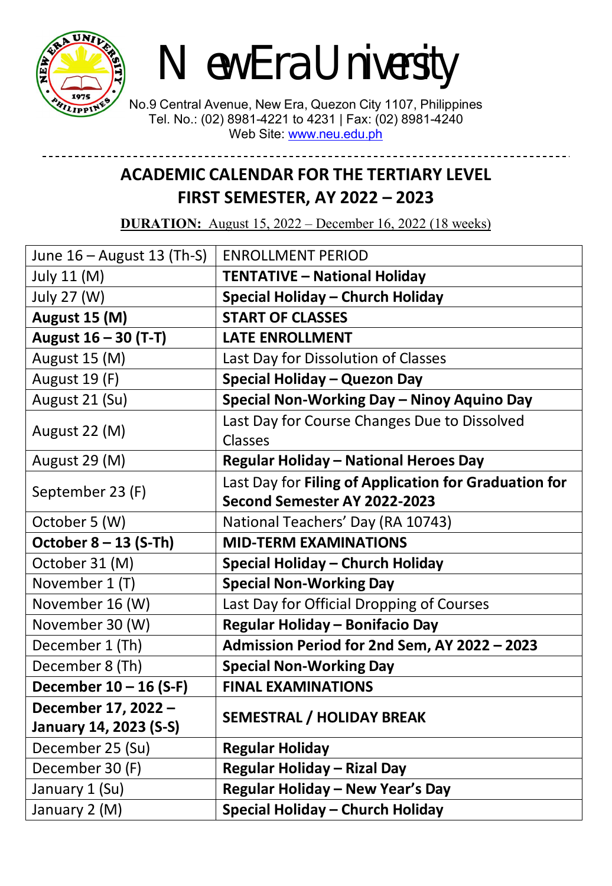# New Era University

No.9 Central Avenue, New Era, Quezon City 1107, Philippines
Tel. No.: (02) 8981-4221 to 4231 | Fax: (02) 8981-4240
Web Site: www.neu.edu.ph

## ACADEMIC CALENDAR FOR THE TERTIARY LEVEL
## FIRST SEMESTER, AY 2022 – 2023

**DURATION:** August 15, 2022 – December 16, 2022 (18 weeks)

| | |
|---|---|
| June 16 – August 13 (Th-S) | ENROLLMENT PERIOD |
| July 11 (M) | **TENTATIVE – National Holiday** |
| July 27 (W) | **Special Holiday – Church Holiday** |
| **August 15 (M)** | **START OF CLASSES** |
| **August 16 – 30 (T-T)** | **LATE ENROLLMENT** |
| August 15 (M) | Last Day for Dissolution of Classes |
| August 19 (F) | **Special Holiday – Quezon Day** |
| August 21 (Su) | **Special Non-Working Day – Ninoy Aquino Day** |
| August 22 (M) | Last Day for Course Changes Due to Dissolved Classes |
| August 29 (M) | **Regular Holiday – National Heroes Day** |
| September 23 (F) | Last Day for **Filing of Application for Graduation for Second Semester AY 2022-2023** |
| October 5 (W) | National Teachers' Day (RA 10743) |
| **October 8 – 13 (S-Th)** | **MID-TERM EXAMINATIONS** |
| October 31 (M) | **Special Holiday – Church Holiday** |
| November 1 (T) | **Special Non-Working Day** |
| November 16 (W) | Last Day for Official Dropping of Courses |
| November 30 (W) | **Regular Holiday – Bonifacio Day** |
| December 1 (Th) | **Admission Period for 2nd Sem, AY 2022 – 2023** |
| December 8 (Th) | **Special Non-Working Day** |
| **December 10 – 16 (S-F)** | **FINAL EXAMINATIONS** |
| **December 17, 2022 – January 14, 2023 (S-S)** | **SEMESTRAL / HOLIDAY BREAK** |
| December 25 (Su) | **Regular Holiday** |
| December 30 (F) | **Regular Holiday – Rizal Day** |
| January 1 (Su) | **Regular Holiday – New Year's Day** |
| January 2 (M) | **Special Holiday – Church Holiday** |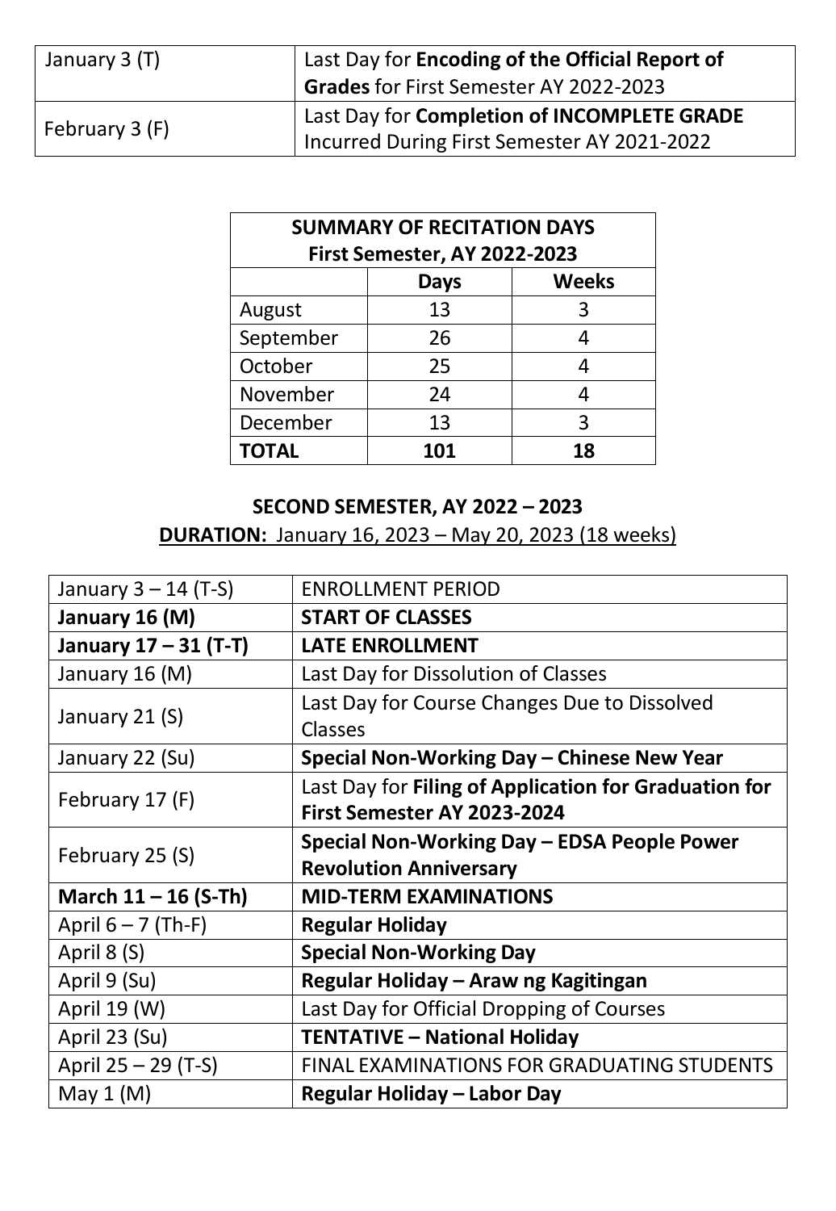| January 3 (T) | Last Day for **Encoding of the Official Report of Grades** for First Semester AY 2022-2023 |
|---|---|
| February 3 (F) | Last Day for **Completion of INCOMPLETE GRADE** Incurred During First Semester AY 2021-2022 |

| **SUMMARY OF RECITATION DAYS First Semester, AY 2022-2023** | | |
|---|---|---|
| | **Days** | **Weeks** |
| August | 13 | 3 |
| September | 26 | 4 |
| October | 25 | 4 |
| November | 24 | 4 |
| December | 13 | 3 |
| **TOTAL** | **101** | **18** |

## SECOND SEMESTER, AY 2022 – 2023

**DURATION:** January 16, 2023 – May 20, 2023 (18 weeks)

| January 3 – 14 (T-S) | ENROLLMENT PERIOD |
|---|---|
| **January 16 (M)** | **START OF CLASSES** |
| **January 17 – 31 (T-T)** | **LATE ENROLLMENT** |
| January 16 (M) | Last Day for Dissolution of Classes |
| January 21 (S) | Last Day for Course Changes Due to Dissolved Classes |
| January 22 (Su) | **Special Non-Working Day – Chinese New Year** |
| February 17 (F) | Last Day for **Filing of Application for Graduation for First Semester AY 2023-2024** |
| February 25 (S) | **Special Non-Working Day – EDSA People Power Revolution Anniversary** |
| **March 11 – 16 (S-Th)** | **MID-TERM EXAMINATIONS** |
| April 6 – 7 (Th-F) | **Regular Holiday** |
| April 8 (S) | **Special Non-Working Day** |
| April 9 (Su) | **Regular Holiday – Araw ng Kagitingan** |
| April 19 (W) | Last Day for Official Dropping of Courses |
| April 23 (Su) | **TENTATIVE – National Holiday** |
| April 25 – 29 (T-S) | FINAL EXAMINATIONS FOR GRADUATING STUDENTS |
| May 1 (M) | **Regular Holiday – Labor Day** |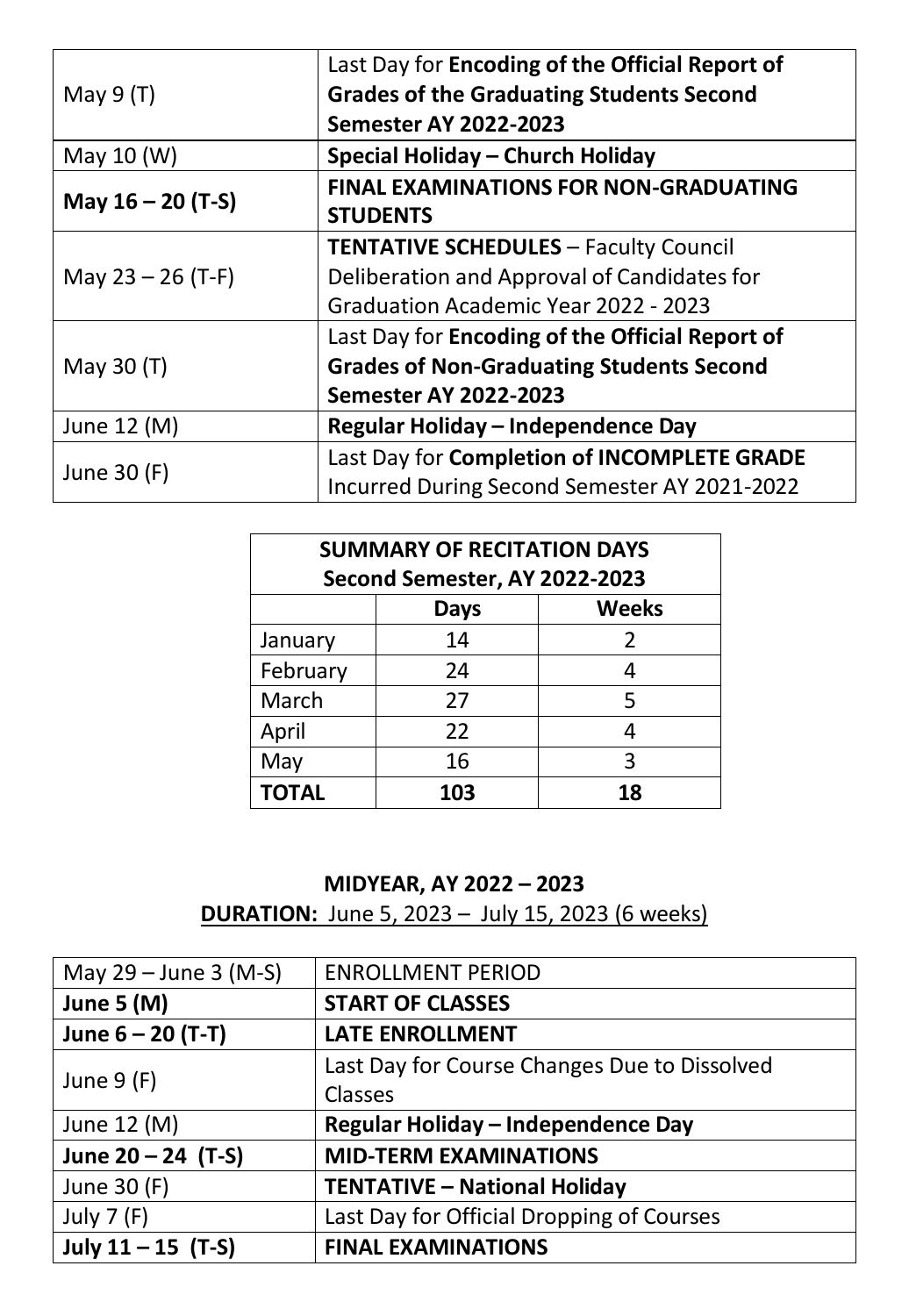| | |
|---|---|
| May 9 (T) | Last Day for **Encoding of the Official Report of Grades of the Graduating Students Second Semester AY 2022-2023** |
| May 10 (W) | **Special Holiday – Church Holiday** |
| **May 16 – 20 (T-S)** | **FINAL EXAMINATIONS FOR NON-GRADUATING STUDENTS** |
| May 23 – 26 (T-F) | **TENTATIVE SCHEDULES** – Faculty Council Deliberation and Approval of Candidates for Graduation Academic Year 2022 - 2023 |
| May 30 (T) | Last Day for **Encoding of the Official Report of Grades of Non-Graduating Students Second Semester AY 2022-2023** |
| June 12 (M) | **Regular Holiday – Independence Day** |
| June 30 (F) | Last Day for **Completion of INCOMPLETE GRADE** Incurred During Second Semester AY 2021-2022 |

| **SUMMARY OF RECITATION DAYS Second Semester, AY 2022-2023** | | |
|---|---|---|
| | **Days** | **Weeks** |
| January | 14 | 2 |
| February | 24 | 4 |
| March | 27 | 5 |
| April | 22 | 4 |
| May | 16 | 3 |
| **TOTAL** | **103** | **18** |

## MIDYEAR, AY 2022 – 2023

**DURATION:** June 5, 2023 – July 15, 2023 (6 weeks)

| | |
|---|---|
| May 29 – June 3 (M-S) | ENROLLMENT PERIOD |
| **June 5 (M)** | **START OF CLASSES** |
| **June 6 – 20 (T-T)** | **LATE ENROLLMENT** |
| June 9 (F) | Last Day for Course Changes Due to Dissolved Classes |
| June 12 (M) | **Regular Holiday – Independence Day** |
| **June 20 – 24 (T-S)** | **MID-TERM EXAMINATIONS** |
| June 30 (F) | **TENTATIVE – National Holiday** |
| July 7 (F) | Last Day for Official Dropping of Courses |
| **July 11 – 15 (T-S)** | **FINAL EXAMINATIONS** |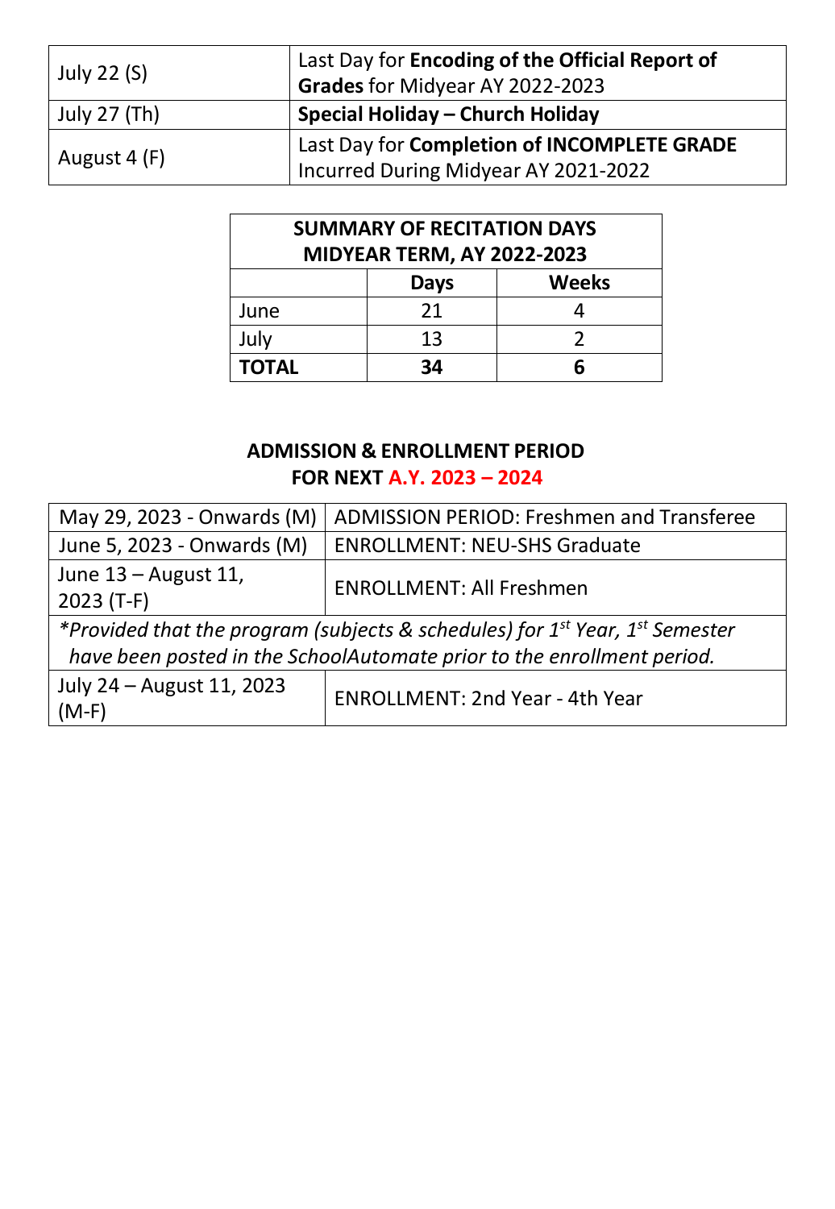| | |
|---|---|
| July 22 (S) | Last Day for **Encoding of the Official Report of Grades** for Midyear AY 2022-2023 |
| July 27 (Th) | **Special Holiday – Church Holiday** |
| August 4 (F) | Last Day for **Completion of INCOMPLETE GRADE** Incurred During Midyear AY 2021-2022 |

| **SUMMARY OF RECITATION DAYS MIDYEAR TERM, AY 2022-2023** | | |
|---|---|---|
| | **Days** | **Weeks** |
| June | 21 | 4 |
| July | 13 | 2 |
| **TOTAL** | **34** | **6** |

## ADMISSION & ENROLLMENT PERIOD FOR NEXT A.Y. 2023 – 2024

| | |
|---|---|
| May 29, 2023 - Onwards (M) | ADMISSION PERIOD: Freshmen and Transferee |
| June 5, 2023 - Onwards (M) | ENROLLMENT: NEU-SHS Graduate |
| June 13 – August 11, 2023 (T-F) | ENROLLMENT: All Freshmen |
| *\*Provided that the program (subjects & schedules) for 1st Year, 1st Semester have been posted in the SchoolAutomate prior to the enrollment period.* | |
| July 24 – August 11, 2023 (M-F) | ENROLLMENT: 2nd Year - 4th Year |